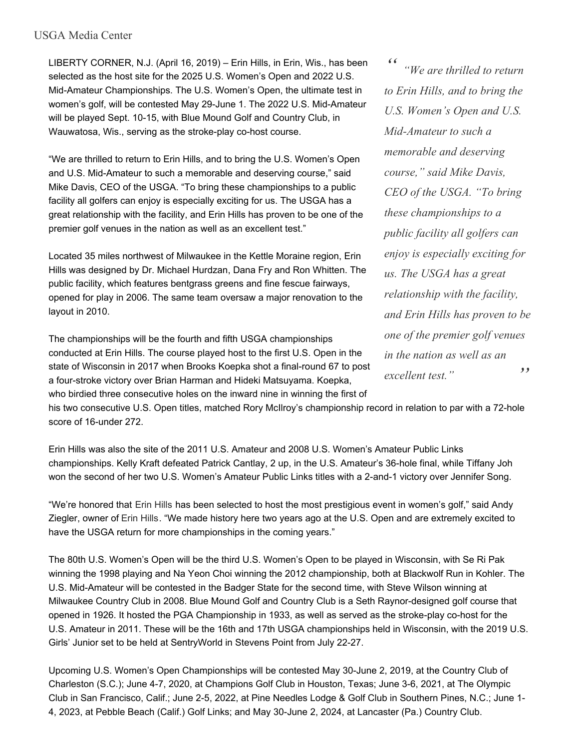USGA Media Center

LIBERTY CORNER, N.J. (April 16, 2019) – Erin Hills, in Erin, Wis., has been selected as the host site for the 2025 U.S. Women's Open and 2022 U.S. Mid-Amateur Championships. The U.S. Women's Open, the ultimate test in women's golf, will be contested May 29-June 1. The 2022 U.S. Mid-Amateur will be played Sept. 10-15, with Blue Mound Golf and Country Club, in Wauwatosa, Wis., serving as the stroke-play co-host course.

"We are thrilled to return to Erin Hills, and to bring the U.S. Women's Open and U.S. Mid-Amateur to such a memorable and deserving course," said Mike Davis, CEO of the USGA. "To bring these championships to a public facility all golfers can enjoy is especially exciting for us. The USGA has a great relationship with the facility, and Erin Hills has proven to be one of the premier golf venues in the nation as well as an excellent test."

> *"We are thrilled to return to Erin Hills, and to bring the U.S. Women's Open and U.S. Mid-Amateur to such a memorable and deserving course," said Mike Davis, CEO of the USGA. "To bring these championships to a public facility all golfers can enjoy is especially exciting for us. The USGA has a great relationship with the facility, and Erin Hills has proven to be one of the premier golf venues in the nation as well as an excellent test."*

Located 35 miles northwest of Milwaukee in the Kettle Moraine region, Erin Hills was designed by Dr. Michael Hurdzan, Dana Fry and Ron Whitten. The public facility, which features bentgrass greens and fine fescue fairways, opened for play in 2006. The same team oversaw a major renovation to the layout in 2010.

The championships will be the fourth and fifth USGA championships conducted at Erin Hills. The course played host to the first U.S. Open in the state of Wisconsin in 2017 when Brooks Koepka shot a final-round 67 to post a four-stroke victory over Brian Harman and Hideki Matsuyama. Koepka, who birdied three consecutive holes on the inward nine in winning the first of his two consecutive U.S. Open titles, matched Rory McIlroy's championship record in relation to par with a 72-hole score of 16-under 272.

Erin Hills was also the site of the 2011 U.S. Amateur and 2008 U.S. Women's Amateur Public Links championships. Kelly Kraft defeated Patrick Cantlay, 2 up, in the U.S. Amateur's 36-hole final, while Tiffany Joh won the second of her two U.S. Women's Amateur Public Links titles with a 2-and-1 victory over Jennifer Song.

"We're honored that Erin Hills has been selected to host the most prestigious event in women's golf," said Andy Ziegler, owner of Erin Hills. "We made history here two years ago at the U.S. Open and are extremely excited to have the USGA return for more championships in the coming years."

The 80th U.S. Women's Open will be the third U.S. Women's Open to be played in Wisconsin, with Se Ri Pak winning the 1998 playing and Na Yeon Choi winning the 2012 championship, both at Blackwolf Run in Kohler. The U.S. Mid-Amateur will be contested in the Badger State for the second time, with Steve Wilson winning at Milwaukee Country Club in 2008. Blue Mound Golf and Country Club is a Seth Raynor-designed golf course that opened in 1926. It hosted the PGA Championship in 1933, as well as served as the stroke-play co-host for the U.S. Amateur in 2011. These will be the 16th and 17th USGA championships held in Wisconsin, with the 2019 U.S. Girls' Junior set to be held at SentryWorld in Stevens Point from July 22-27.

Upcoming U.S. Women's Open Championships will be contested May 30-June 2, 2019, at the Country Club of Charleston (S.C.); June 4-7, 2020, at Champions Golf Club in Houston, Texas; June 3-6, 2021, at The Olympic Club in San Francisco, Calif.; June 2-5, 2022, at Pine Needles Lodge & Golf Club in Southern Pines, N.C.; June 1-4, 2023, at Pebble Beach (Calif.) Golf Links; and May 30-June 2, 2024, at Lancaster (Pa.) Country Club.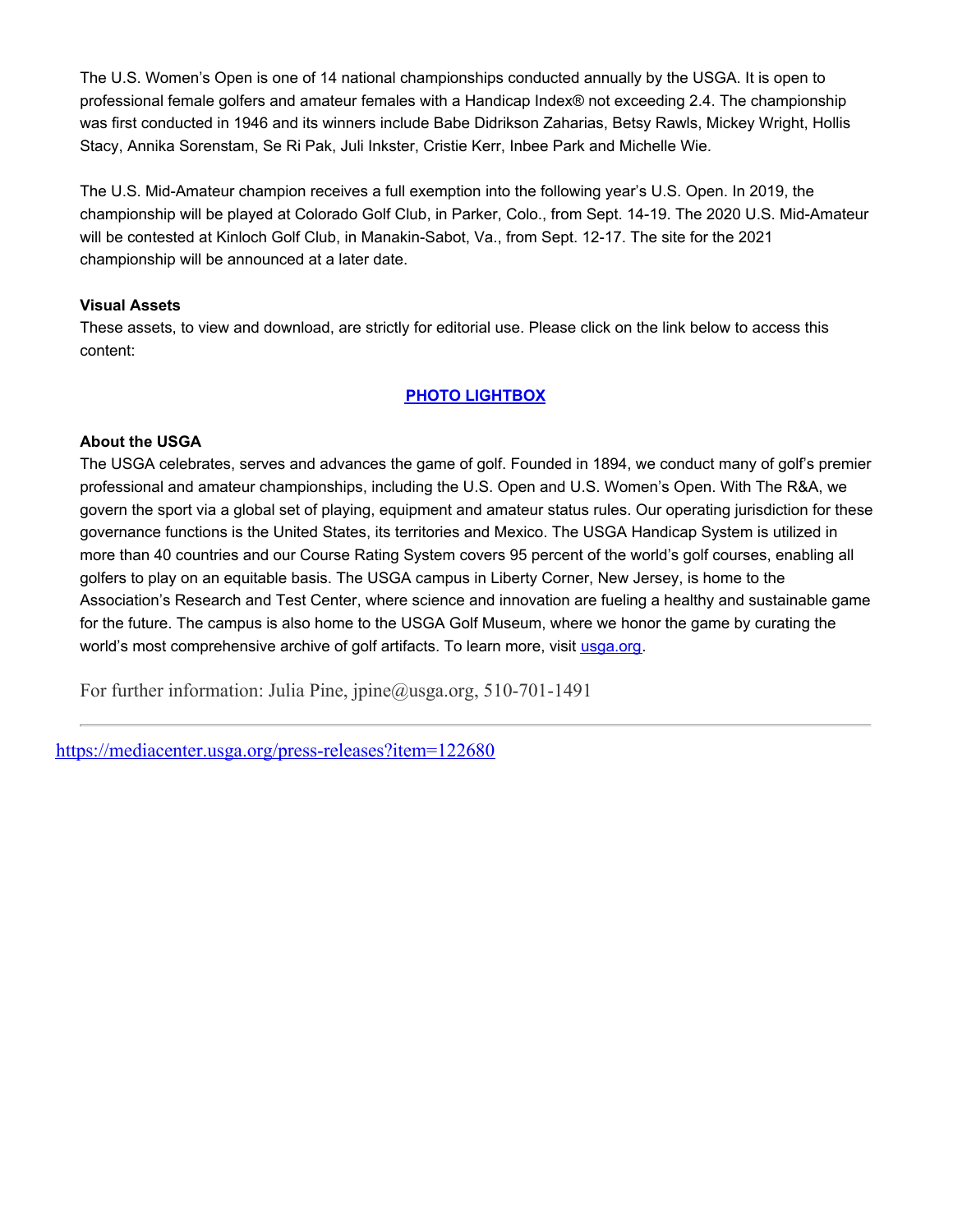The U.S. Women's Open is one of 14 national championships conducted annually by the USGA. It is open to professional female golfers and amateur females with a Handicap Index® not exceeding 2.4. The championship was first conducted in 1946 and its winners include Babe Didrikson Zaharias, Betsy Rawls, Mickey Wright, Hollis Stacy, Annika Sorenstam, Se Ri Pak, Juli Inkster, Cristie Kerr, Inbee Park and Michelle Wie.

The U.S. Mid-Amateur champion receives a full exemption into the following year's U.S. Open. In 2019, the championship will be played at Colorado Golf Club, in Parker, Colo., from Sept. 14-19. The 2020 U.S. Mid-Amateur will be contested at Kinloch Golf Club, in Manakin-Sabot, Va., from Sept. 12-17. The site for the 2021 championship will be announced at a later date.

**Visual Assets**

These assets, to view and download, are strictly for editorial use. Please click on the link below to access this content:

**PHOTO LIGHTBOX**

**About the USGA**

The USGA celebrates, serves and advances the game of golf. Founded in 1894, we conduct many of golf's premier professional and amateur championships, including the U.S. Open and U.S. Women's Open. With The R&A, we govern the sport via a global set of playing, equipment and amateur status rules. Our operating jurisdiction for these governance functions is the United States, its territories and Mexico. The USGA Handicap System is utilized in more than 40 countries and our Course Rating System covers 95 percent of the world's golf courses, enabling all golfers to play on an equitable basis. The USGA campus in Liberty Corner, New Jersey, is home to the Association's Research and Test Center, where science and innovation are fueling a healthy and sustainable game for the future. The campus is also home to the USGA Golf Museum, where we honor the game by curating the world's most comprehensive archive of golf artifacts. To learn more, visit usga.org.

For further information: Julia Pine, jpine@usga.org, 510-701-1491

---

https://mediacenter.usga.org/press-releases?item=122680